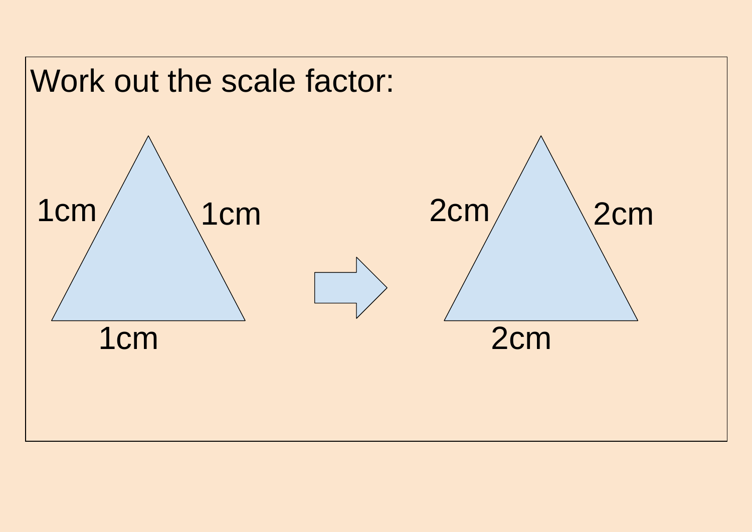Work out the scale factor:

1cm

1cm

1cm

2cm

2cm

2cm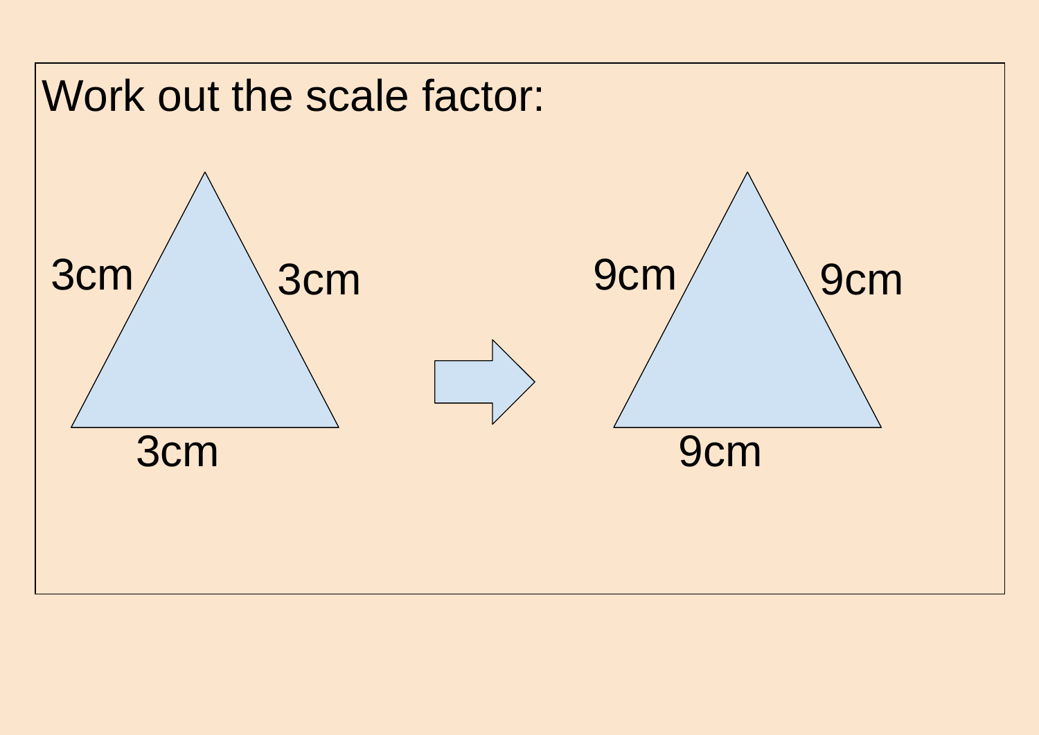Work out the scale factor:

3cm

3cm

3cm

9cm

9cm

9cm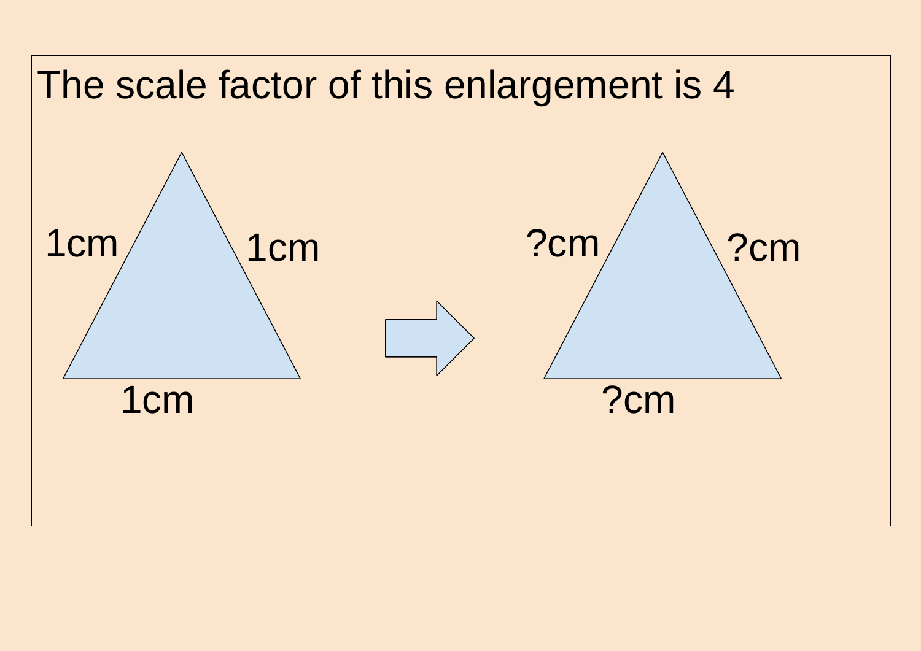The scale factor of this enlargement is 4

1cm

1cm

1cm

?cm

?cm

?cm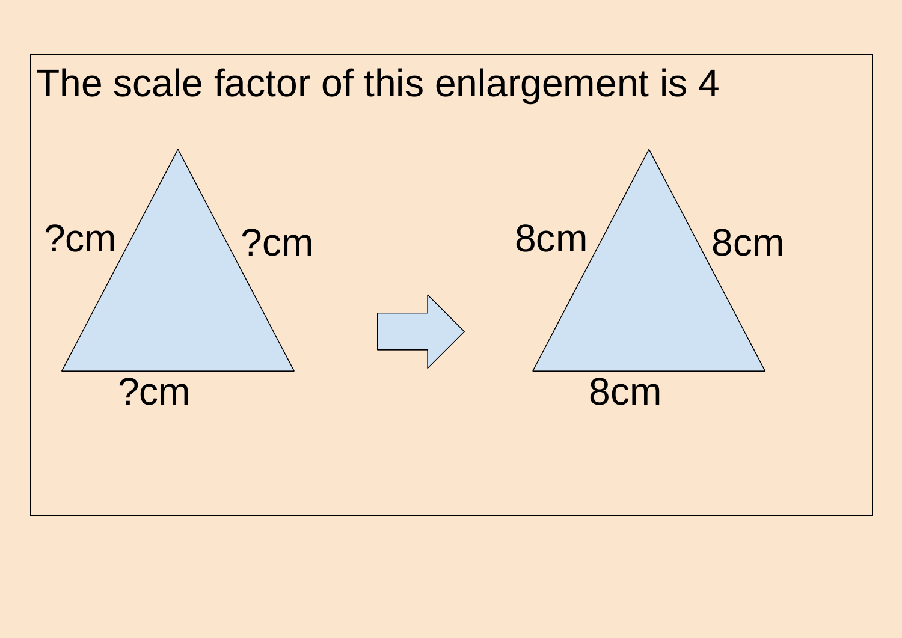The scale factor of this enlargement is 4

?cm

?cm

?cm

8cm

8cm

8cm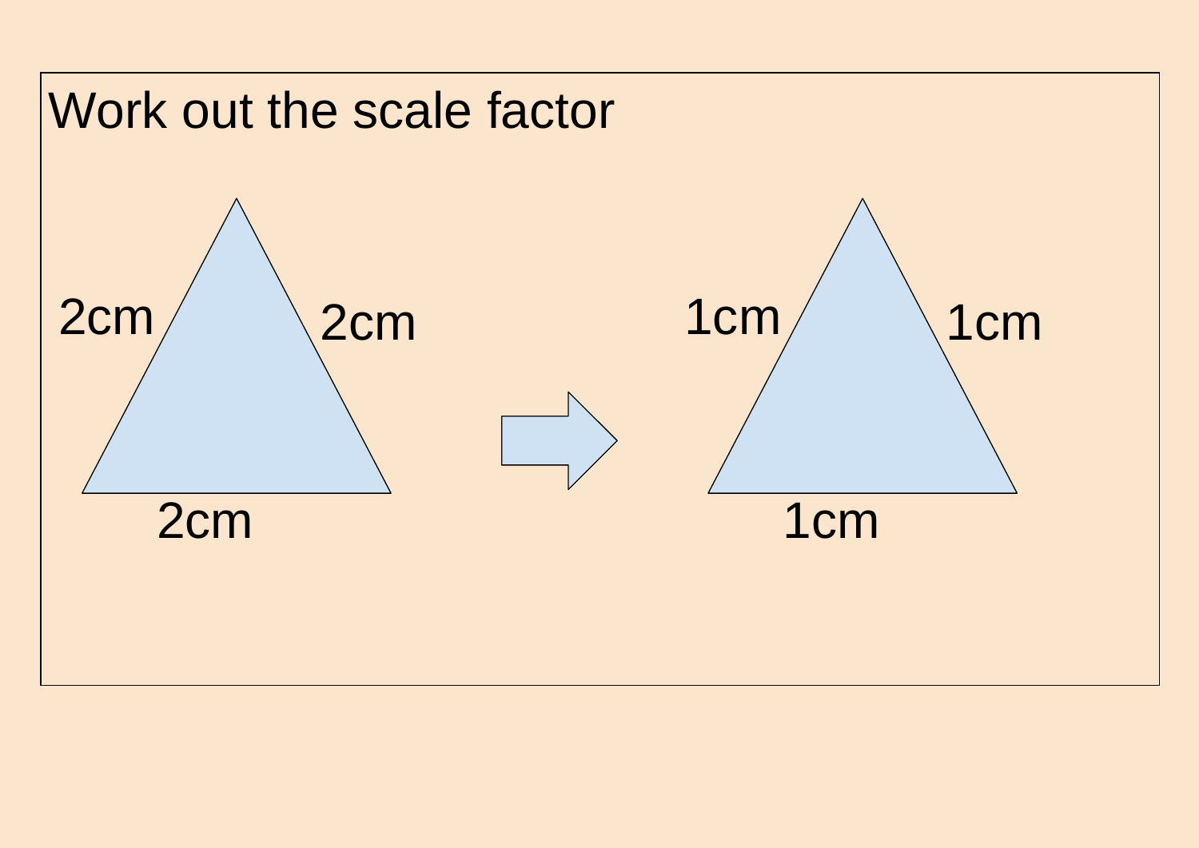Work out the scale factor

2cm

2cm

2cm

1cm

1cm

1cm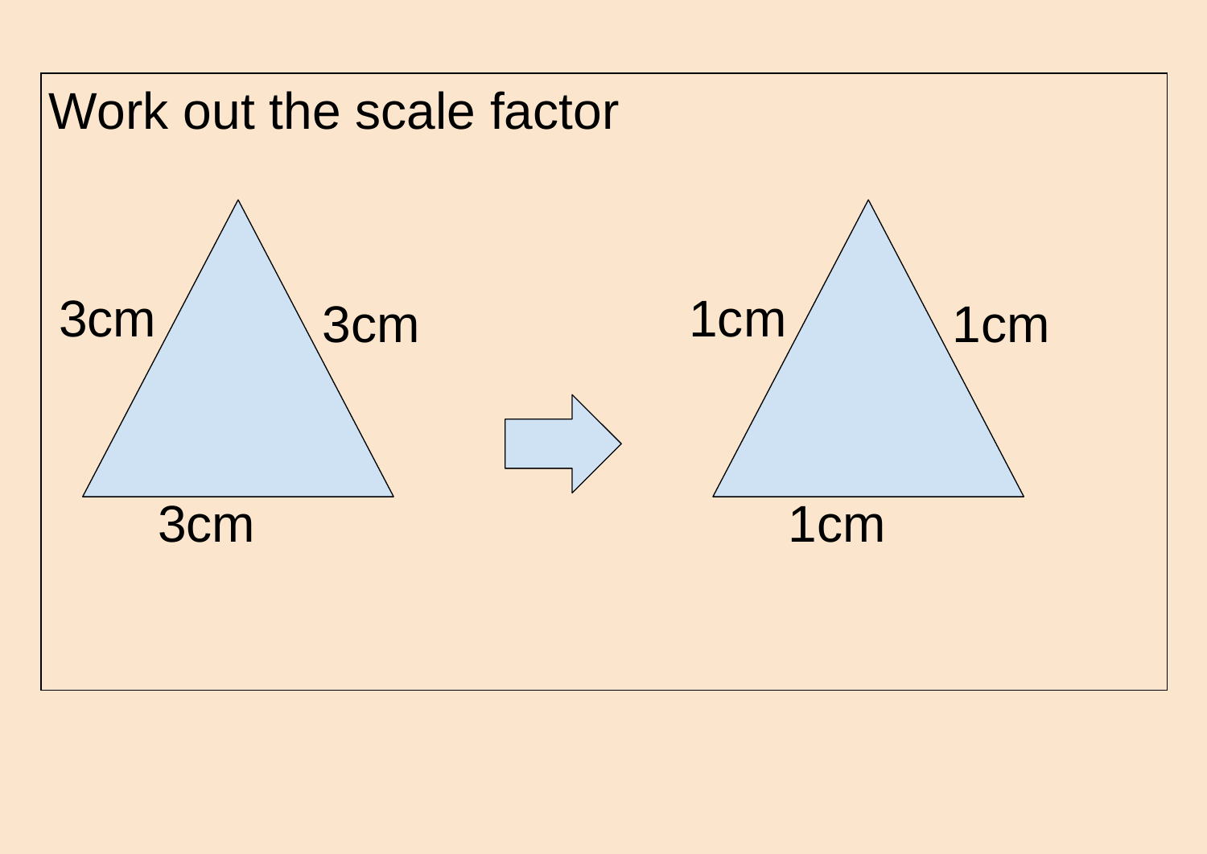Work out the scale factor

3cm

3cm

3cm

1cm

1cm

1cm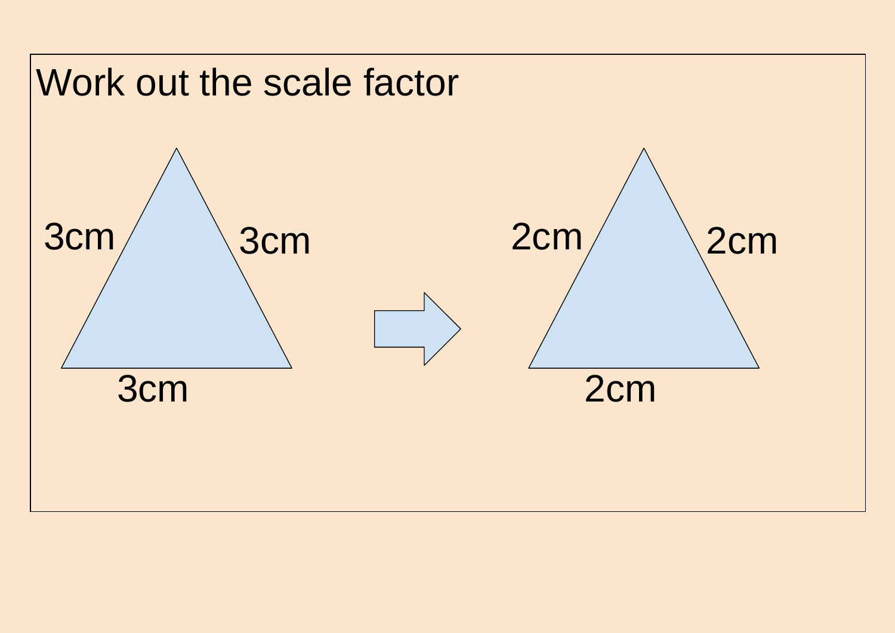# Work out the scale factor

3cm

3cm

3cm

2cm

2cm

2cm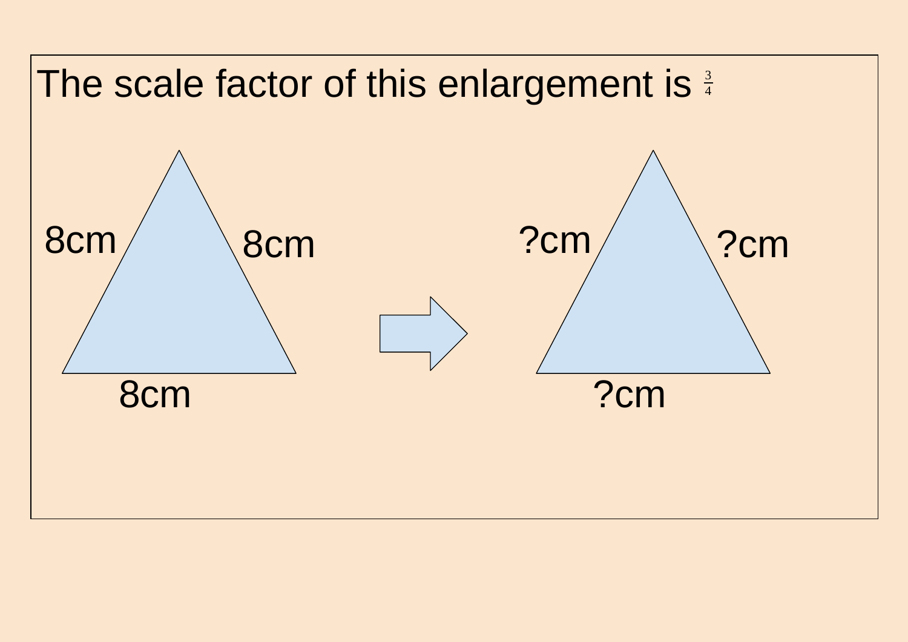The scale factor of this enlargement is $\frac{3}{4}$

8cm

8cm

8cm

?cm

?cm

?cm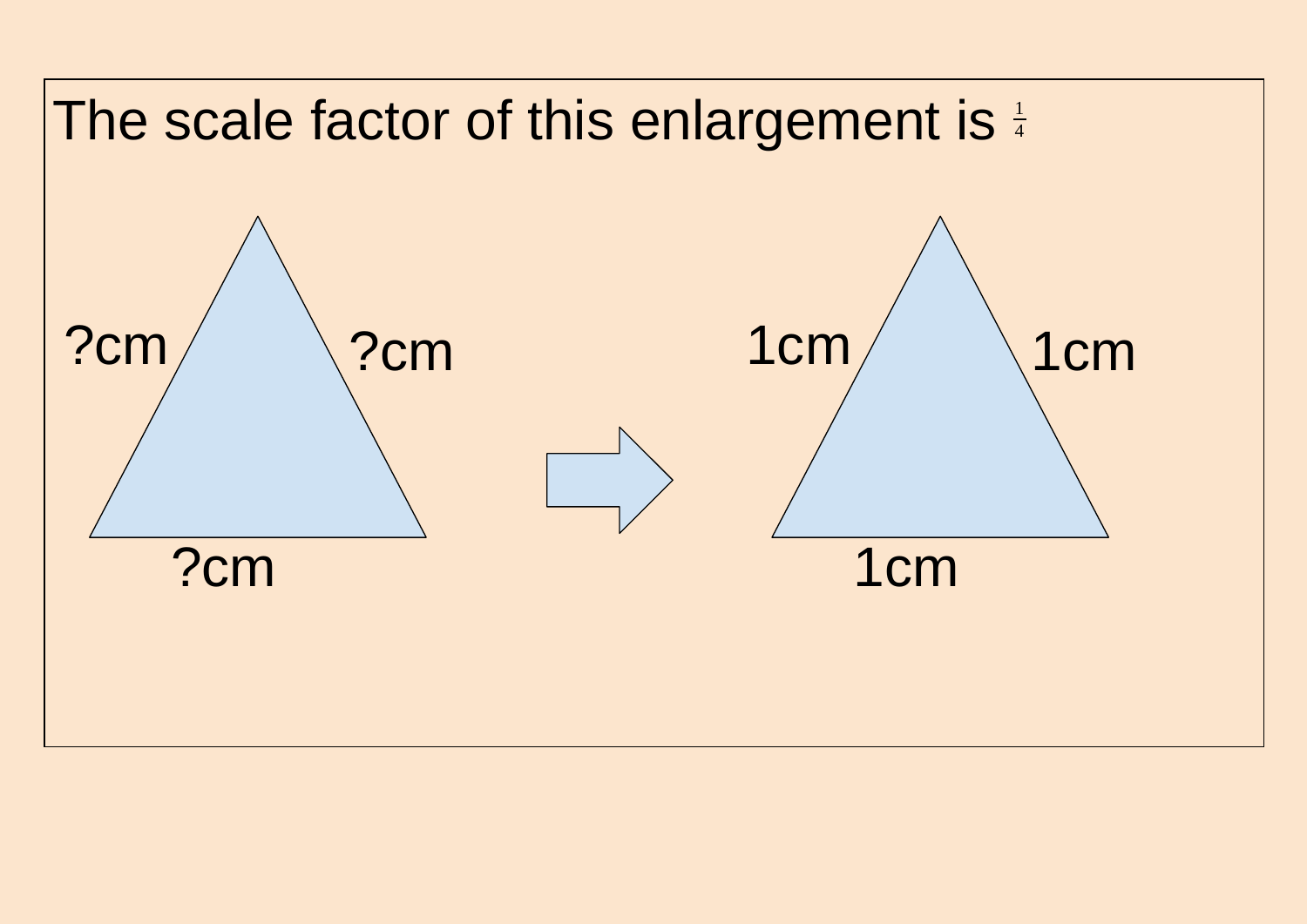The scale factor of this enlargement is $\frac{1}{4}$

?cm

?cm

?cm

1cm

1cm

1cm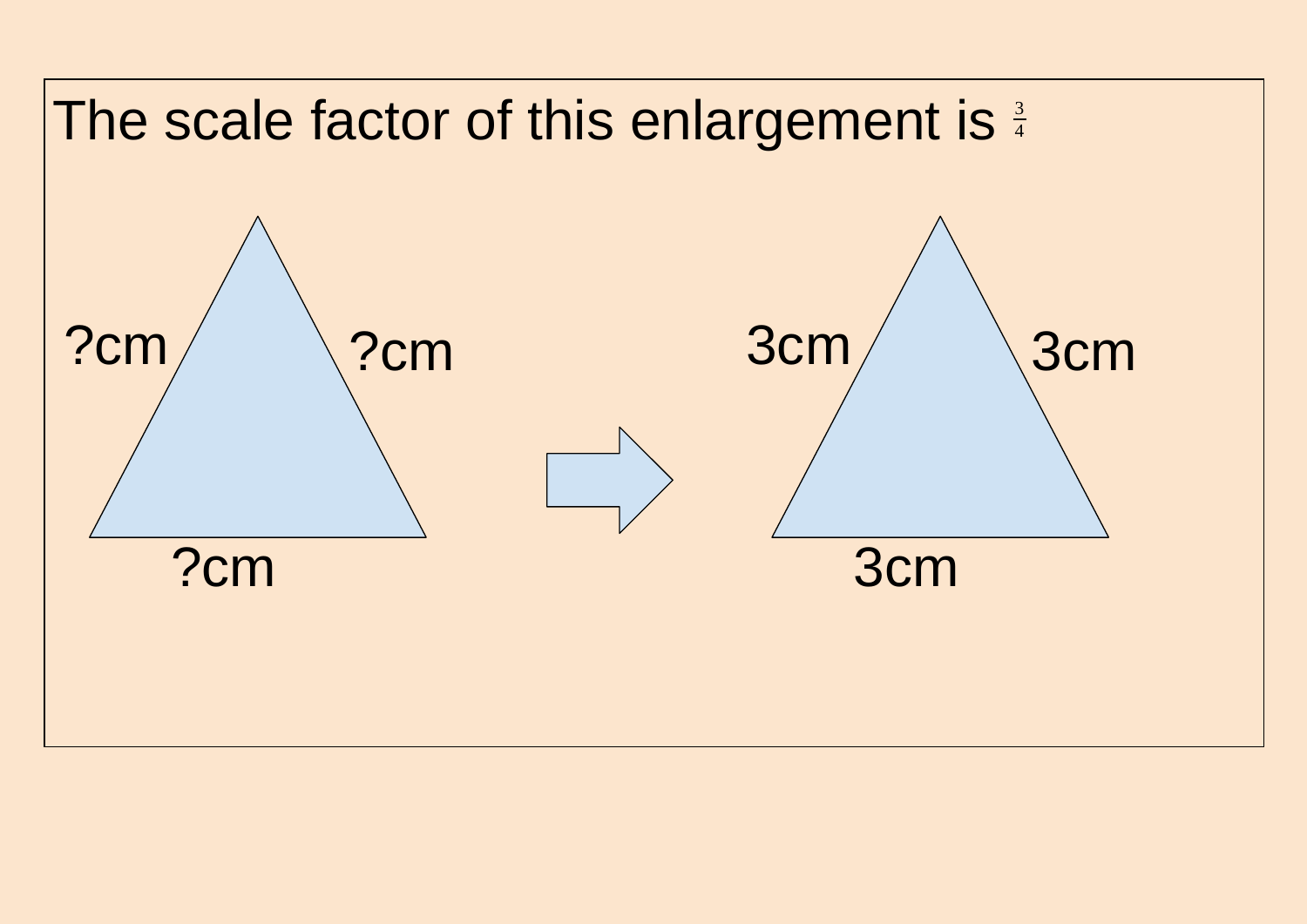The scale factor of this enlargement is $\frac{3}{4}$

?cm

?cm

?cm

3cm

3cm

3cm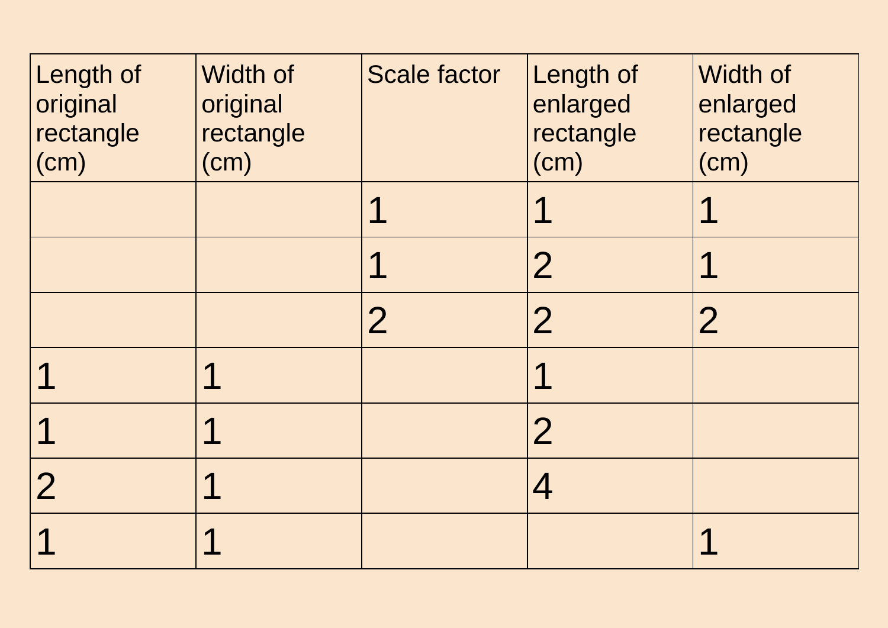| Length of original rectangle (cm) | Width of original rectangle (cm) | Scale factor | Length of enlarged rectangle (cm) | Width of enlarged rectangle (cm) |
|---|---|---|---|---|
| | | 1 | 1 | 1 |
| | | 1 | 2 | 1 |
| | | 2 | 2 | 2 |
| 1 | 1 | | 1 | |
| 1 | 1 | | 2 | |
| 2 | 1 | | 4 | |
| 1 | 1 | | | 1 |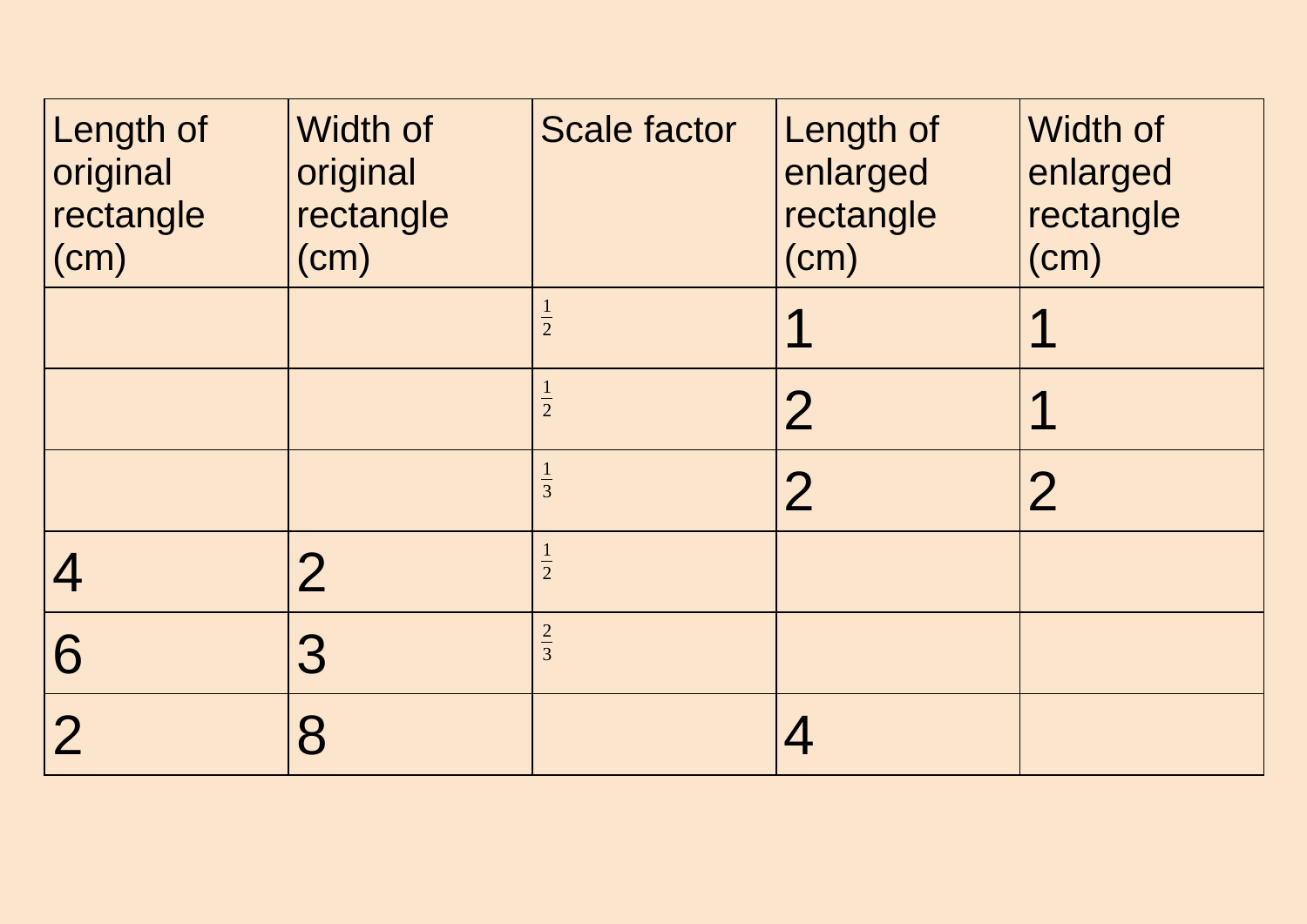| Length of original rectangle (cm) | Width of original rectangle (cm) | Scale factor | Length of enlarged rectangle (cm) | Width of enlarged rectangle (cm) |
|---|---|---|---|---|
| | | $\frac{1}{2}$ | 1 | 1 |
| | | $\frac{1}{2}$ | 2 | 1 |
| | | $\frac{1}{3}$ | 2 | 2 |
| 4 | 2 | $\frac{1}{2}$ | | |
| 6 | 3 | $\frac{2}{3}$ | | |
| 2 | 8 | | 4 | |